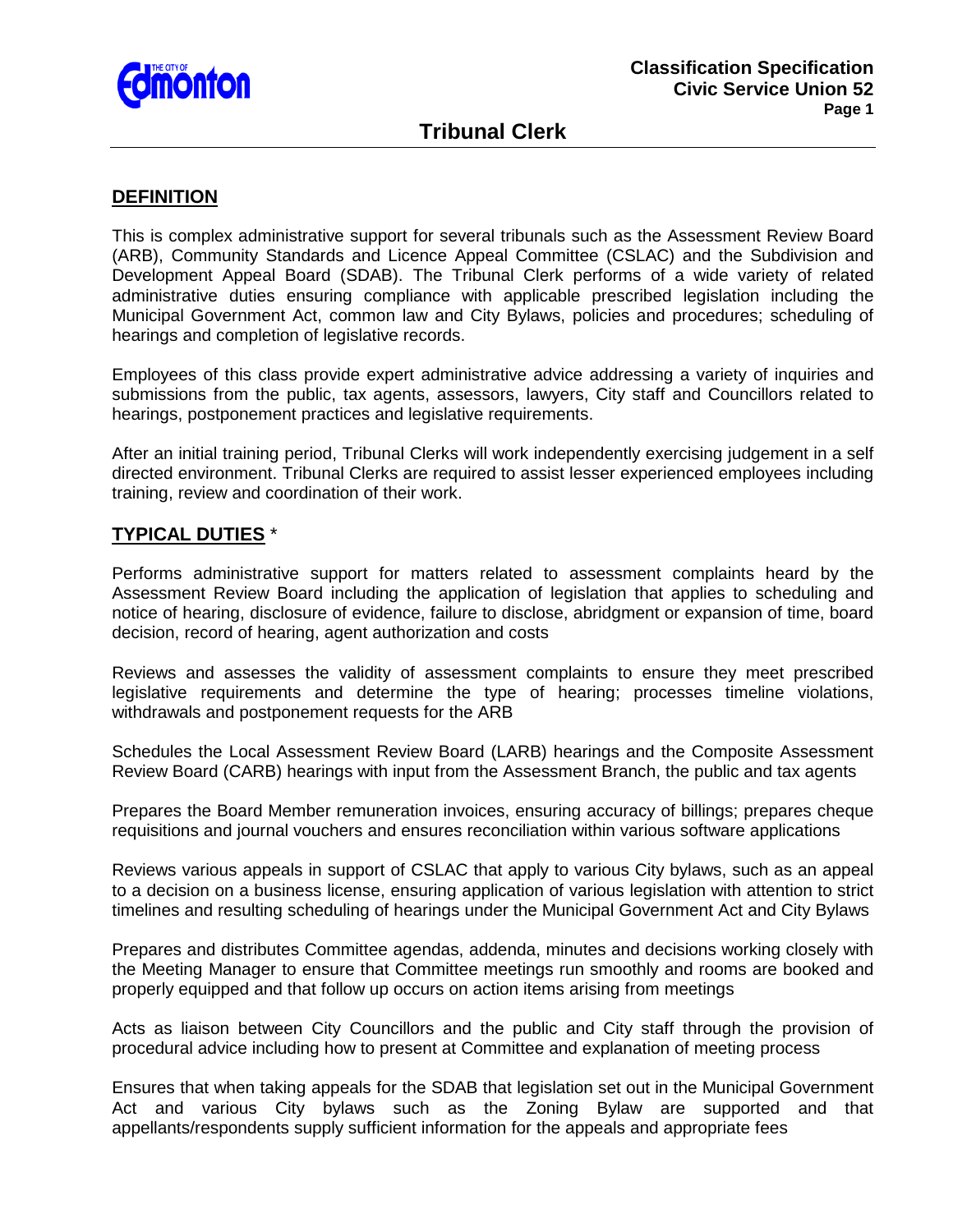# Tribunal Clerk

## DEFINITION

This is complex administrative support for several tribunals such as the Assessment Review Board (ARB), Community Standards and Licence Appeal Committee (CSLAC) and the Subdivision and Development Appeal Board (SDAB). The Tribunal Clerk performs of a wide variety of related administrative duties ensuring compliance with applicable prescribed legislation including the Municipal Government Act, common law and City Bylaws, policies and procedures; scheduling of hearings and completion of legislative records.

Employees of this class provide expert administrative advice addressing a variety of inquiries and submissions from the public, tax agents, assessors, lawyers, City staff and Councillors related to hearings, postponement practices and legislative requirements.

After an initial training period, Tribunal Clerks will work independently exercising judgement in a self directed environment. Tribunal Clerks are required to assist lesser experienced employees including training, review and coordination of their work.

## TYPICAL DUTIES *

Performs administrative support for matters related to assessment complaints heard by the Assessment Review Board including the application of legislation that applies to scheduling and notice of hearing, disclosure of evidence, failure to disclose, abridgment or expansion of time, board decision, record of hearing, agent authorization and costs

Reviews and assesses the validity of assessment complaints to ensure they meet prescribed legislative requirements and determine the type of hearing; processes timeline violations, withdrawals and postponement requests for the ARB

Schedules the Local Assessment Review Board (LARB) hearings and the Composite Assessment Review Board (CARB) hearings with input from the Assessment Branch, the public and tax agents

Prepares the Board Member remuneration invoices, ensuring accuracy of billings; prepares cheque requisitions and journal vouchers and ensures reconciliation within various software applications

Reviews various appeals in support of CSLAC that apply to various City bylaws, such as an appeal to a decision on a business license, ensuring application of various legislation with attention to strict timelines and resulting scheduling of hearings under the Municipal Government Act and City Bylaws

Prepares and distributes Committee agendas, addenda, minutes and decisions working closely with the Meeting Manager to ensure that Committee meetings run smoothly and rooms are booked and properly equipped and that follow up occurs on action items arising from meetings

Acts as liaison between City Councillors and the public and City staff through the provision of procedural advice including how to present at Committee and explanation of meeting process

Ensures that when taking appeals for the SDAB that legislation set out in the Municipal Government Act and various City bylaws such as the Zoning Bylaw are supported and that appellants/respondents supply sufficient information for the appeals and appropriate fees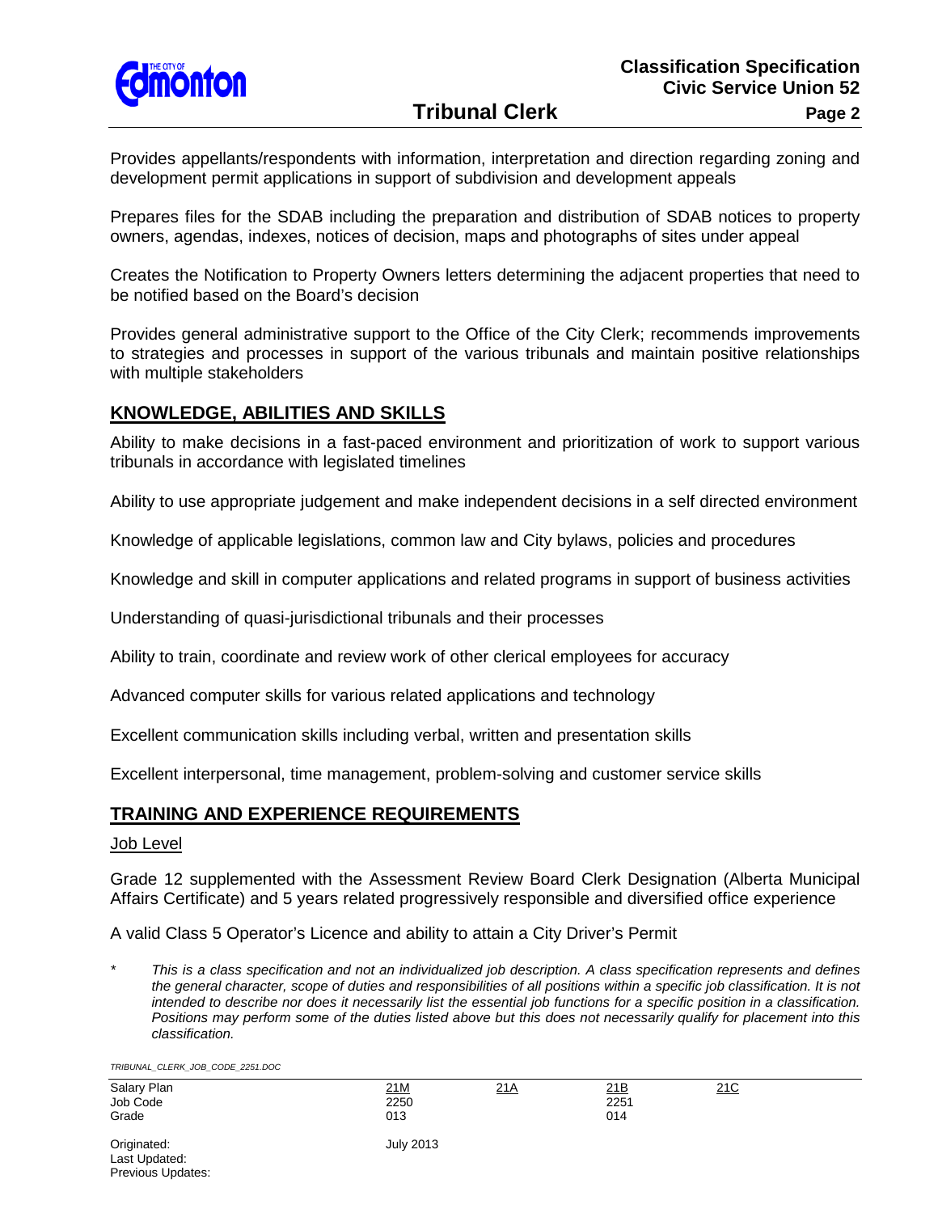Provides appellants/respondents with information, interpretation and direction regarding zoning and development permit applications in support of subdivision and development appeals

Prepares files for the SDAB including the preparation and distribution of SDAB notices to property owners, agendas, indexes, notices of decision, maps and photographs of sites under appeal

Creates the Notification to Property Owners letters determining the adjacent properties that need to be notified based on the Board's decision

Provides general administrative support to the Office of the City Clerk; recommends improvements to strategies and processes in support of the various tribunals and maintain positive relationships with multiple stakeholders

## KNOWLEDGE, ABILITIES AND SKILLS

Ability to make decisions in a fast-paced environment and prioritization of work to support various tribunals in accordance with legislated timelines

Ability to use appropriate judgement and make independent decisions in a self directed environment

Knowledge of applicable legislations, common law and City bylaws, policies and procedures

Knowledge and skill in computer applications and related programs in support of business activities

Understanding of quasi-jurisdictional tribunals and their processes

Ability to train, coordinate and review work of other clerical employees for accuracy

Advanced computer skills for various related applications and technology

Excellent communication skills including verbal, written and presentation skills

Excellent interpersonal, time management, problem-solving and customer service skills

## TRAINING AND EXPERIENCE REQUIREMENTS

Job Level

Grade 12 supplemented with the Assessment Review Board Clerk Designation (Alberta Municipal Affairs Certificate) and 5 years related progressively responsible and diversified office experience

A valid Class 5 Operator's Licence and ability to attain a City Driver's Permit

\* *This is a class specification and not an individualized job description. A class specification represents and defines the general character, scope of duties and responsibilities of all positions within a specific job classification. It is not intended to describe nor does it necessarily list the essential job functions for a specific position in a classification. Positions may perform some of the duties listed above but this does not necessarily qualify for placement into this classification.*

*TRIBUNAL_CLERK_JOB_CODE_2251.DOC*

| Salary Plan | 21M | 21A | 21B | 21C |
|---|---|---|---|---|
| Job Code | 2250 | | 2251 | |
| Grade | 013 | | 014 | |

Originated: July 2013
Last Updated:
Previous Updates: